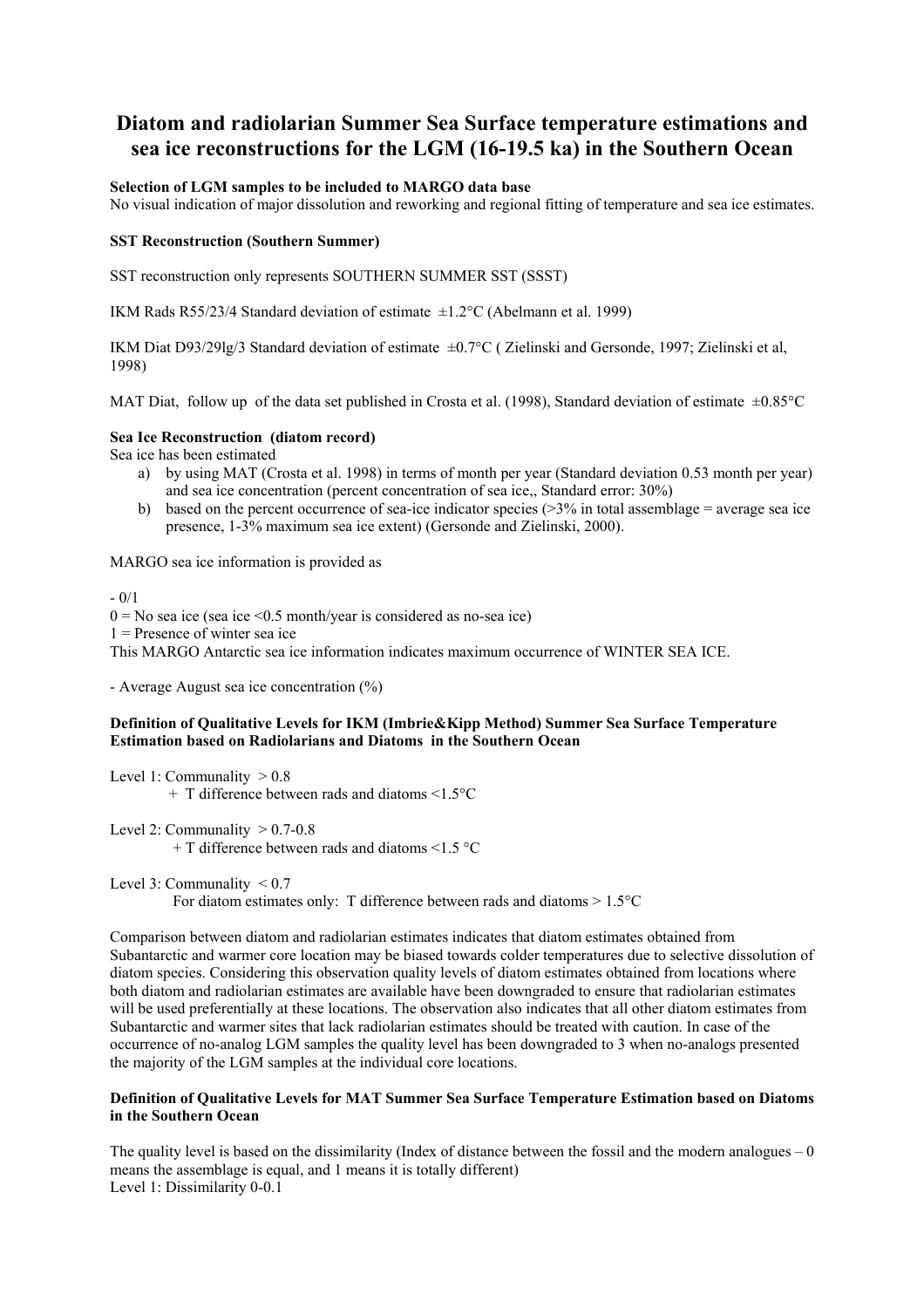# Diatom and radiolarian Summer Sea Surface temperature estimations and sea ice reconstructions for the LGM (16-19.5 ka) in the Southern Ocean

**Selection of LGM samples to be included to MARGO data base**

No visual indication of major dissolution and reworking and regional fitting of temperature and sea ice estimates.

**SST Reconstruction (Southern Summer)**

SST reconstruction only represents SOUTHERN SUMMER SST (SSST)

IKM Rads R55/23/4 Standard deviation of estimate ±1.2°C (Abelmann et al. 1999)

IKM Diat D93/29lg/3 Standard deviation of estimate ±0.7°C ( Zielinski and Gersonde, 1997; Zielinski et al, 1998)

MAT Diat, follow up of the data set published in Crosta et al. (1998), Standard deviation of estimate ±0.85°C

**Sea Ice Reconstruction (diatom record)**

Sea ice has been estimated

a) by using MAT (Crosta et al. 1998) in terms of month per year (Standard deviation 0.53 month per year) and sea ice concentration (percent concentration of sea ice,, Standard error: 30%)
b) based on the percent occurrence of sea-ice indicator species (>3% in total assemblage = average sea ice presence, 1-3% maximum sea ice extent) (Gersonde and Zielinski, 2000).

MARGO sea ice information is provided as

- 0/1

0 = No sea ice (sea ice <0.5 month/year is considered as no-sea ice)
1 = Presence of winter sea ice
This MARGO Antarctic sea ice information indicates maximum occurrence of WINTER SEA ICE.

- Average August sea ice concentration (%)

**Definition of Qualitative Levels for IKM (Imbrie&Kipp Method) Summer Sea Surface Temperature Estimation based on Radiolarians and Diatoms in the Southern Ocean**

Level 1: Communality > 0.8
+ T difference between rads and diatoms <1.5°C

Level 2: Communality > 0.7-0.8
+ T difference between rads and diatoms <1.5 °C

Level 3: Communality < 0.7
For diatom estimates only: T difference between rads and diatoms > 1.5°C

Comparison between diatom and radiolarian estimates indicates that diatom estimates obtained from Subantarctic and warmer core location may be biased towards colder temperatures due to selective dissolution of diatom species. Considering this observation quality levels of diatom estimates obtained from locations where both diatom and radiolarian estimates are available have been downgraded to ensure that radiolarian estimates will be used preferentially at these locations. The observation also indicates that all other diatom estimates from Subantarctic and warmer sites that lack radiolarian estimates should be treated with caution. In case of the occurrence of no-analog LGM samples the quality level has been downgraded to 3 when no-analogs presented the majority of the LGM samples at the individual core locations.

**Definition of Qualitative Levels for MAT Summer Sea Surface Temperature Estimation based on Diatoms in the Southern Ocean**

The quality level is based on the dissimilarity (Index of distance between the fossil and the modern analogues – 0 means the assemblage is equal, and 1 means it is totally different)

Level 1: Dissimilarity 0-0.1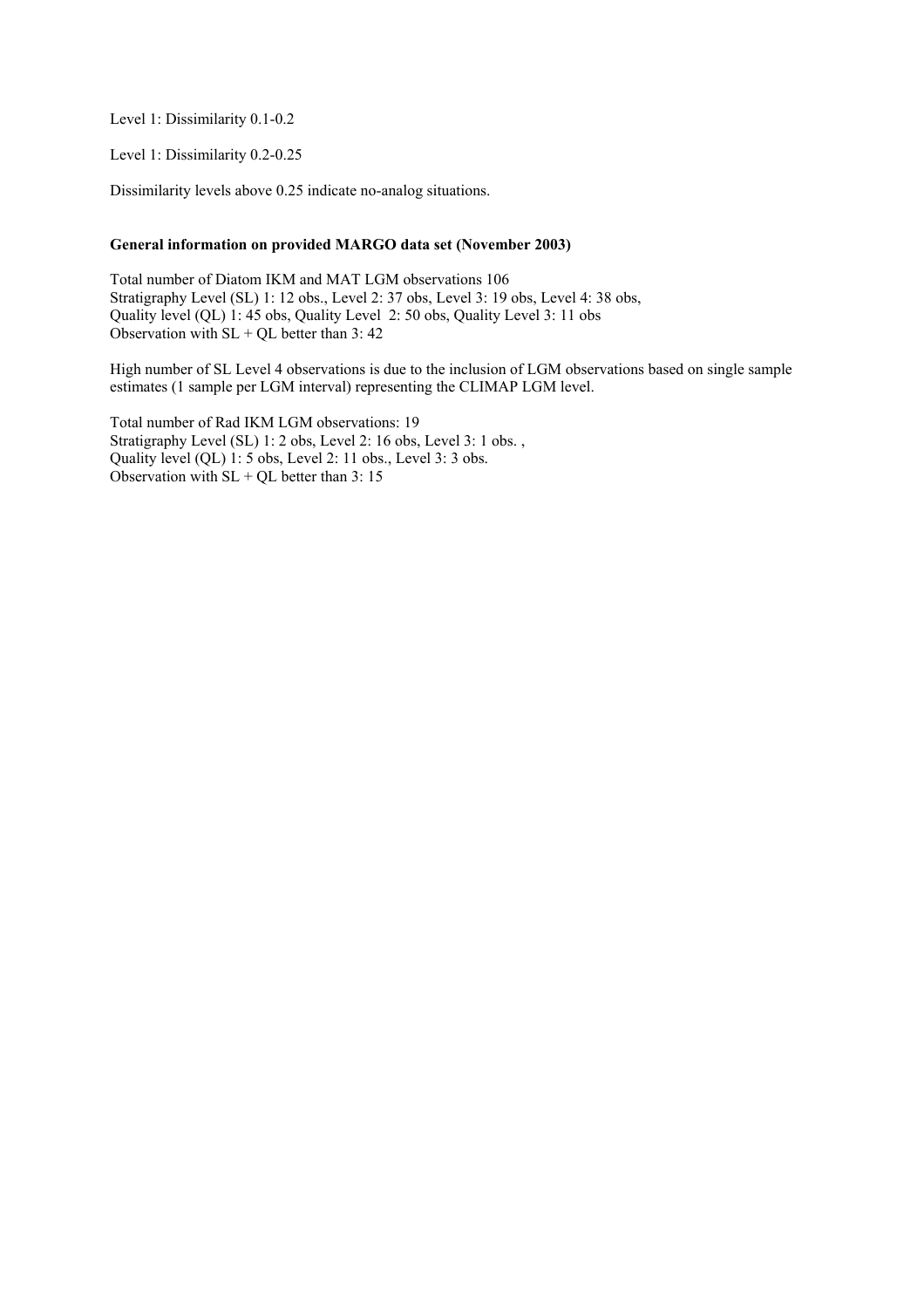Level 1: Dissimilarity 0.1-0.2

Level 1: Dissimilarity 0.2-0.25

Dissimilarity levels above 0.25 indicate no-analog situations.

**General information on provided MARGO data set (November 2003)**

Total number of Diatom IKM and MAT LGM observations 106
Stratigraphy Level (SL) 1: 12 obs., Level 2: 37 obs, Level 3: 19 obs, Level 4: 38 obs,
Quality level (QL) 1: 45 obs, Quality Level 2: 50 obs, Quality Level 3: 11 obs
Observation with SL + QL better than 3: 42

High number of SL Level 4 observations is due to the inclusion of LGM observations based on single sample estimates (1 sample per LGM interval) representing the CLIMAP LGM level.

Total number of Rad IKM LGM observations: 19
Stratigraphy Level (SL) 1: 2 obs, Level 2: 16 obs, Level 3: 1 obs. ,
Quality level (QL) 1: 5 obs, Level 2: 11 obs., Level 3: 3 obs.
Observation with SL + QL better than 3: 15